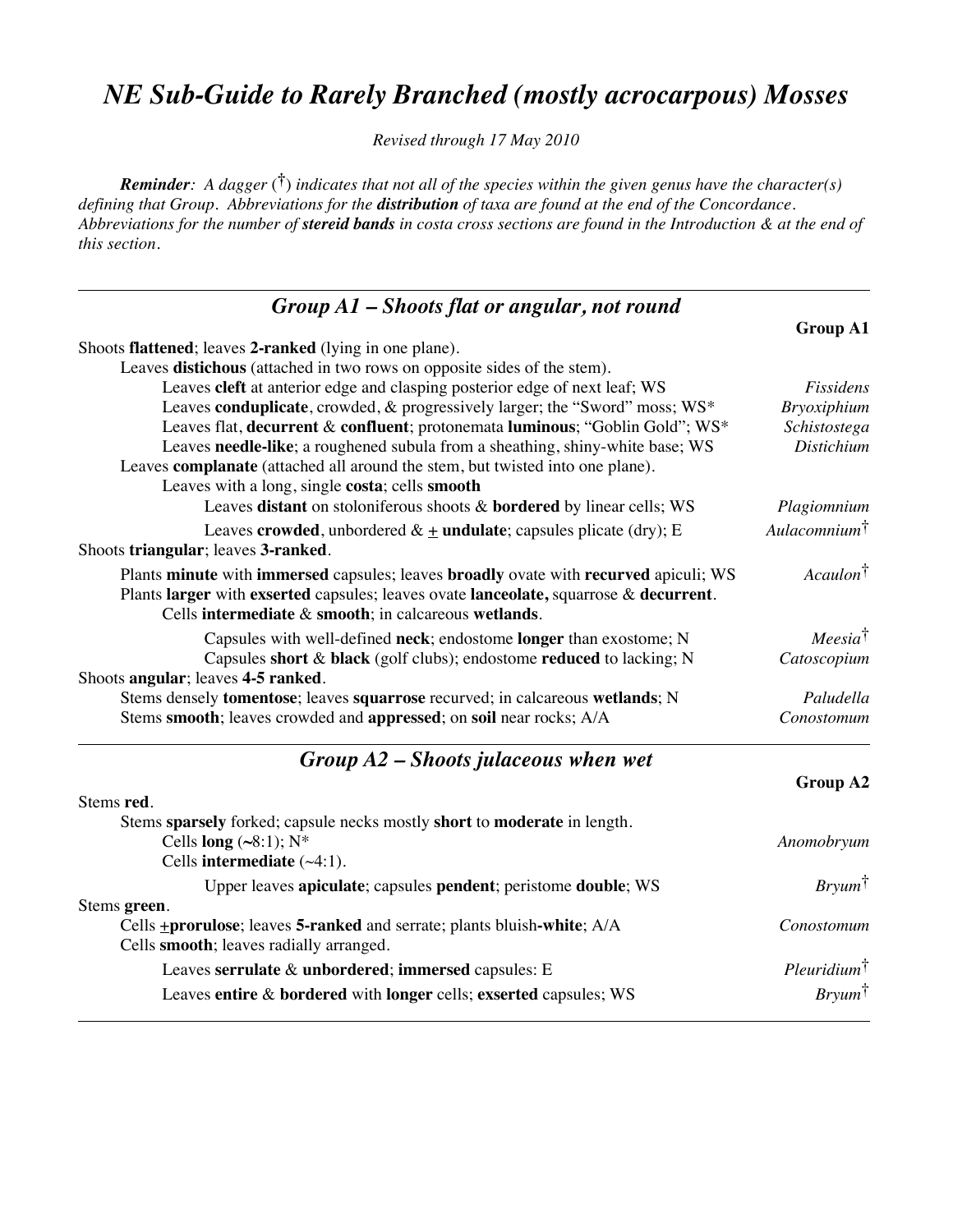# *NE Sub-Guide to Rarely Branched (mostly acrocarpous) Mosses*

*Revised through 17 May 2010*

***Reminder**: A dagger (†) indicates that not all of the species within the given genus have the character(s) defining that Group. Abbreviations for the **distribution** of taxa are found at the end of the Concordance. Abbreviations for the number of **stereid bands** in costa cross sections are found in the Introduction & at the end of this section.*

---

## *Group A1 – Shoots flat or angular, not round*

**Group A1**

| Key | Genus |
|---|---|
| Shoots **flattened**; leaves **2-ranked** (lying in one plane). | |
| Leaves **distichous** (attached in two rows on opposite sides of the stem). | |
| Leaves **cleft** at anterior edge and clasping posterior edge of next leaf; WS | *Fissidens* |
| Leaves **conduplicate**, crowded, & progressively larger; the "Sword" moss; WS* | *Bryoxiphium* |
| Leaves flat, **decurrent** & **confluent**; protonemata **luminous**; "Goblin Gold"; WS* | *Schistostega* |
| Leaves **needle-like**; a roughened subula from a sheathing, shiny-white base; WS | *Distichium* |
| Leaves **complanate** (attached all around the stem, but twisted into one plane). | |
| Leaves with a long, single **costa**; cells **smooth** | |
| Leaves **distant** on stoloniferous shoots & **bordered** by linear cells; WS | *Plagiomnium* |
| Leaves **crowded**, unbordered & ± **undulate**; capsules plicate (dry); E | *Aulacomnium*† |
| Shoots **triangular**; leaves **3-ranked**. | |
| Plants **minute** with **immersed** capsules; leaves **broadly** ovate with **recurved** apiculi; WS | *Acaulon*† |
| Plants **larger** with **exserted** capsules; leaves ovate **lanceolate,** squarrose & **decurrent**. | |
| Cells **intermediate** & **smooth**; in calcareous **wetlands**. | |
| Capsules with well-defined **neck**; endostome **longer** than exostome; N | *Meesia*† |
| Capsules **short** & **black** (golf clubs); endostome **reduced** to lacking; N | *Catoscopium* |
| Shoots **angular**; leaves **4-5 ranked**. | |
| Stems densely **tomentose**; leaves **squarrose** recurved; in calcareous **wetlands**; N | *Paludella* |
| Stems **smooth**; leaves crowded and **appressed**; on **soil** near rocks; A/A | *Conostomum* |

---

## *Group A2 – Shoots julaceous when wet*

**Group A2**

| Key | Genus |
|---|---|
| Stems **red**. | |
| Stems **sparsely** forked; capsule necks mostly **short** to **moderate** in length. | |
| Cells **long** (~8:1); N* | *Anomobryum* |
| Cells **intermediate** (~4:1). | |
| Upper leaves **apiculate**; capsules **pendent**; peristome **double**; WS | *Bryum*† |
| Stems **green**. | |
| Cells ±**prorulose**; leaves **5-ranked** and serrate; plants bluish-**white**; A/A | *Conostomum* |
| Cells **smooth**; leaves radially arranged. | |
| Leaves **serrulate** & **unbordered**; **immersed** capsules: E | *Pleuridium*† |
| Leaves **entire** & **bordered** with **longer** cells; **exserted** capsules; WS | *Bryum*† |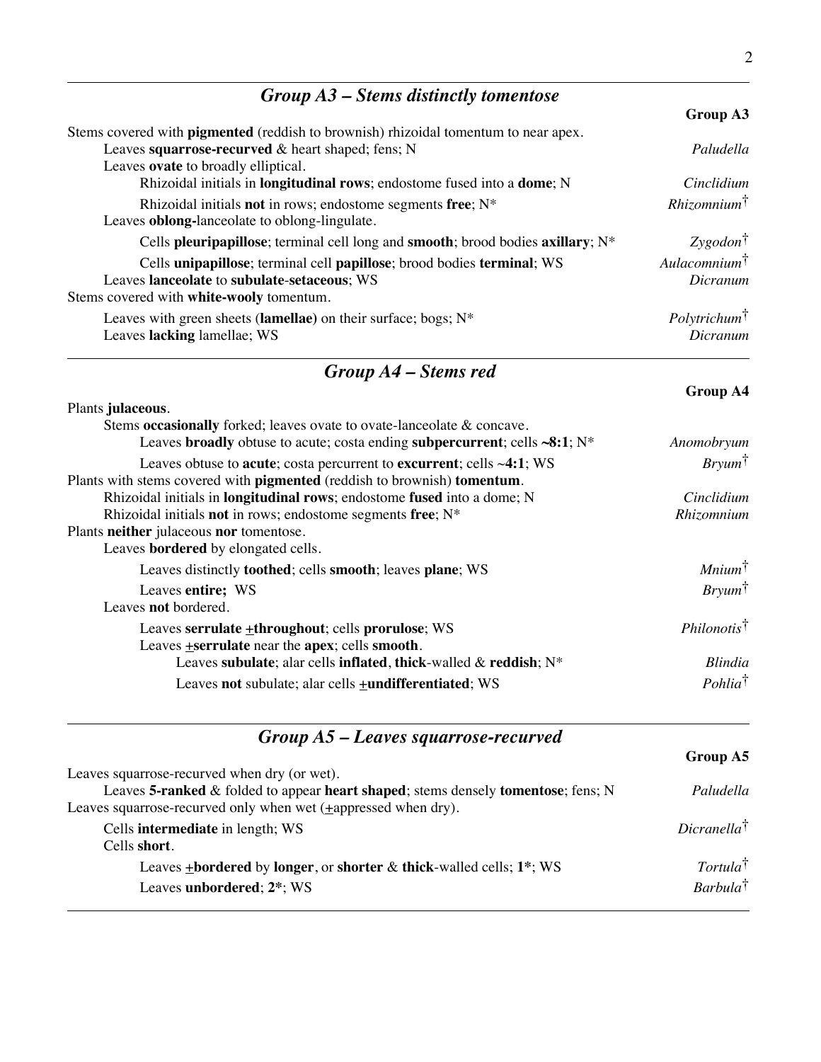## *Group A3 – Stems distinctly tomentose*

**Group A3**

Stems covered with **pigmented** (reddish to brownish) rhizoidal tomentum to near apex.
- Leaves **squarrose-recurved** & heart shaped; fens; N — *Paludella*
- Leaves **ovate** to broadly elliptical.
  - Rhizoidal initials in **longitudinal rows**; endostome fused into a **dome**; N — *Cinclidium*
  - Rhizoidal initials **not** in rows; endostome segments **free**; N* — *Rhizomnium*†
- Leaves **oblong-**lanceolate to oblong-lingulate.
  - Cells **pleuripapillose**; terminal cell long and **smooth**; brood bodies **axillary**; N* — *Zygodon*†
  - Cells **unipapillose**; terminal cell **papillose**; brood bodies **terminal**; WS — *Aulacomnium*†
- Leaves **lanceolate** to **subulate**-**setaceous**; WS — *Dicranum*

Stems covered with **white-wooly** tomentum.
- Leaves with green sheets (**lamellae)** on their surface; bogs; N* — *Polytrichum*†
- Leaves **lacking** lamellae; WS — *Dicranum*

## *Group A4 – Stems red*

**Group A4**

Plants **julaceous**.
- Stems **occasionally** forked; leaves ovate to ovate-lanceolate & concave.
  - Leaves **broadly** obtuse to acute; costa ending **subpercurrent**; cells **~8:1**; N* — *Anomobryum*
  - Leaves obtuse to **acute**; costa percurrent to **excurrent**; cells ~**4:1**; WS — *Bryum*†

Plants with stems covered with **pigmented** (reddish to brownish) **tomentum**.
- Rhizoidal initials in **longitudinal rows**; endostome **fused** into a dome; N — *Cinclidium*
- Rhizoidal initials **not** in rows; endostome segments **free**; N* — *Rhizomnium*

Plants **neither** julaceous **nor** tomentose.
- Leaves **bordered** by elongated cells.
  - Leaves distinctly **toothed**; cells **smooth**; leaves **plane**; WS — *Mnium*†
  - Leaves **entire;** WS — *Bryum*†
- Leaves **not** bordered.
  - Leaves **serrulate ±throughout**; cells **prorulose**; WS — *Philonotis*†
  - Leaves **±serrulate** near the **apex**; cells **smooth**.
    - Leaves **subulate**; alar cells **inflated**, **thick**-walled & **reddish**; N* — *Blindia*
    - Leaves **not** subulate; alar cells **±undifferentiated**; WS — *Pohlia*†

## *Group A5 – Leaves squarrose-recurved*

**Group A5**

Leaves squarrose-recurved when dry (or wet).
- Leaves **5-ranked** & folded to appear **heart shaped**; stems densely **tomentose**; fens; N — *Paludella*

Leaves squarrose-recurved only when wet (±appressed when dry).
- Cells **intermediate** in length; WS — *Dicranella*†
- Cells **short**.
  - Leaves **±bordered** by **longer**, or **shorter** & **thick**-walled cells; **1***; WS — *Tortula*†
  - Leaves **unbordered**; **2***; WS — *Barbula*†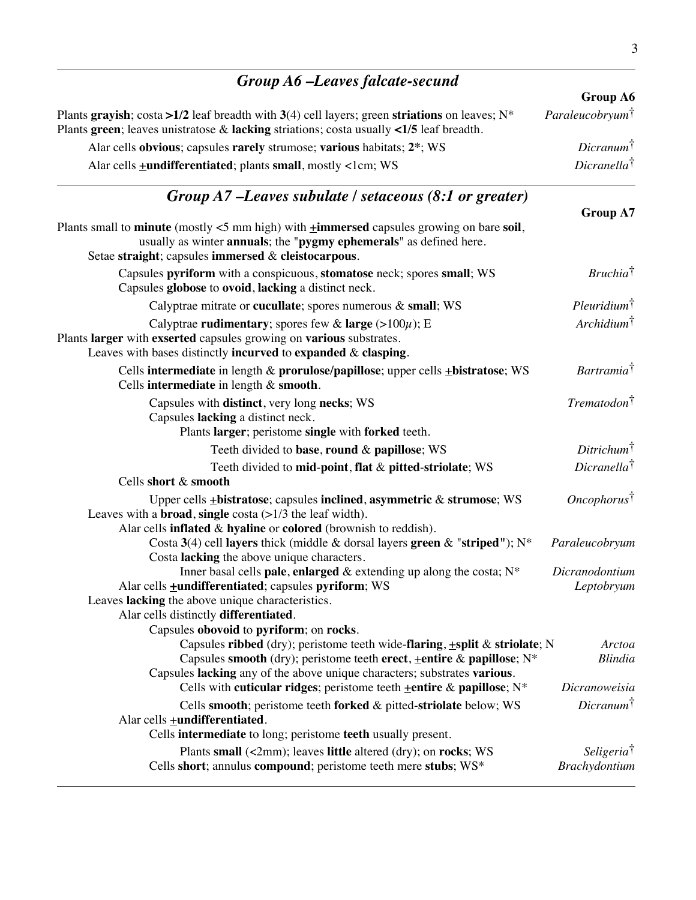## *Group A6 –Leaves falcate-secund*

**Group A6**

Plants **grayish**; costa **>1/2** leaf breadth with **3**(4) cell layers; green **striations** on leaves; N* — *Paraleucobryum*†

Plants **green**; leaves unistratose & **lacking** striations; costa usually **<1/5** leaf breadth.

- Alar cells **obvious**; capsules **rarely** strumose; **various** habitats; **2***; WS — *Dicranum*†
- Alar cells **±undifferentiated**; plants **small**, mostly <1cm; WS — *Dicranella*†

## *Group A7 –Leaves subulate / setaceous (8:1 or greater)*

**Group A7**

Plants small to **minute** (mostly <5 mm high) with **±immersed** capsules growing on bare **soil**, usually as winter **annuals**; the "**pygmy ephemerals**" as defined here.

- Setae **straight**; capsules **immersed** & **cleistocarpous**.
  - Capsules **pyriform** with a conspicuous, **stomatose** neck; spores **small**; WS — *Bruchia*†
  - Capsules **globose** to **ovoid**, **lacking** a distinct neck.
    - Calyptrae mitrate or **cucullate**; spores numerous & **small**; WS — *Pleuridium*†
    - Calyptrae **rudimentary**; spores few & **large** (>100$\mu$); E — *Archidium*†

Plants **larger** with **exserted** capsules growing on **various** substrates.

- Leaves with bases distinctly **incurved** to **expanded** & **clasping**.
  - Cells **intermediate** in length & **prorulose/papillose**; upper cells **±bistratose**; WS — *Bartramia*†
  - Cells **intermediate** in length & **smooth**.
    - Capsules with **distinct**, very long **necks**; WS — *Trematodon*†
    - Capsules **lacking** a distinct neck.
      - Plants **larger**; peristome **single** with **forked** teeth.
        - Teeth divided to **base**, **round** & **papillose**; WS — *Ditrichum*†
        - Teeth divided to **mid**-**point**, **flat** & **pitted**-**striolate**; WS — *Dicranella*†
  - Cells **short** & **smooth**
    - Upper cells **±bistratose**; capsules **inclined**, **asymmetric** & **strumose**; WS — *Oncophorus*†
- Leaves with a **broad**, **single** costa (>1/3 the leaf width).
  - Alar cells **inflated** & **hyaline** or **colored** (brownish to reddish).
    - Costa **3**(4) cell **layers** thick (middle & dorsal layers **green** & "**striped**"); N* — *Paraleucobryum*
    - Costa **lacking** the above unique characters.
      - Inner basal cells **pale**, **enlarged** & extending up along the costa; N* — *Dicranodontium*
  - Alar cells **±undifferentiated**; capsules **pyriform**; WS — *Leptobryum*
- Leaves **lacking** the above unique characteristics.
  - Alar cells distinctly **differentiated**.
    - Capsules **obovoid** to **pyriform**; on **rocks**.
      - Capsules **ribbed** (dry); peristome teeth wide-**flaring**, **±split** & **striolate**; N — *Arctoa*
      - Capsules **smooth** (dry); peristome teeth **erect**, **±entire** & **papillose**; N* — *Blindia*
    - Capsules **lacking** any of the above unique characters; substrates **various**.
      - Cells with **cuticular ridges**; peristome teeth **±entire** & **papillose**; N* — *Dicranoweisia*
      - Cells **smooth**; peristome teeth **forked** & pitted-**striolate** below; WS — *Dicranum*†
  - Alar cells **±undifferentiated**.
    - Cells **intermediate** to long; peristome **teeth** usually present.
      - Plants **small** (<2mm); leaves **little** altered (dry); on **rocks**; WS — *Seligeria*†
    - Cells **short**; annulus **compound**; peristome teeth mere **stubs**; WS* — *Brachydontium*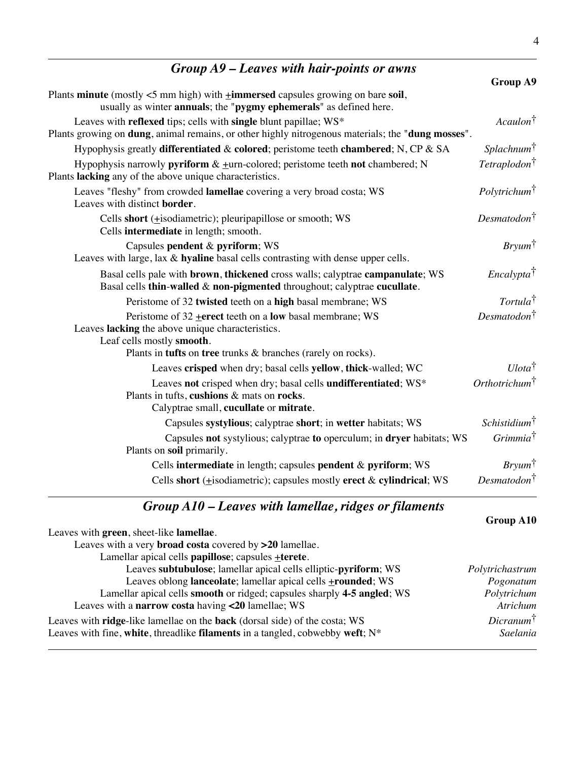## *Group A9 – Leaves with hair-points or awns*

**Group A9**

Plants **minute** (mostly <5 mm high) with **±immersed** capsules growing on bare **soil**, usually as winter **annuals**; the "**pygmy ephemerals**" as defined here.

- Leaves with **reflexed** tips; cells with **single** blunt papillae; WS* — *Acaulon*†

Plants growing on **dung**, animal remains, or other highly nitrogenous materials; the "**dung mosses**".

- Hypophysis greatly **differentiated** & **colored**; peristome teeth **chambered**; N, CP & SA — *Splachnum*†
- Hypophysis narrowly **pyriform** & ±urn-colored; peristome teeth **not** chambered; N — *Tetraplodon*†

Plants **lacking** any of the above unique characteristics.

- Leaves "fleshy" from crowded **lamellae** covering a very broad costa; WS — *Polytrichum*†
- Leaves with distinct **border**.
  - Cells **short** (±isodiametric); pleuripapillose or smooth; WS — *Desmatodon*†
  - Cells **intermediate** in length; smooth.
    - Capsules **pendent** & **pyriform**; WS — *Bryum*†
- Leaves with large, lax & **hyaline** basal cells contrasting with dense upper cells.
  - Basal cells pale with **brown**, **thickened** cross walls; calyptrae **campanulate**; WS — *Encalypta*†
  - Basal cells **thin**-**walled** & **non-pigmented** throughout; calyptrae **cucullate**.
    - Peristome of 32 **twisted** teeth on a **high** basal membrane; WS — *Tortula*†
    - Peristome of 32 **±erect** teeth on a **low** basal membrane; WS — *Desmatodon*†
- Leaves **lacking** the above unique characteristics.
  - Leaf cells mostly **smooth**.
    - Plants in **tufts** on **tree** trunks & branches (rarely on rocks).
      - Leaves **crisped** when dry; basal cells **yellow**, **thick**-walled; WC — *Ulota*†
      - Leaves **not** crisped when dry; basal cells **undifferentiated**; WS* — *Orthotrichum*†
    - Plants in tufts, **cushions** & mats on **rocks**.
      - Calyptrae small, **cucullate** or **mitrate**.
        - Capsules **systylious**; calyptrae **short**; in **wetter** habitats; WS — *Schistidium*†
        - Capsules **not** systylious; calyptrae **to** operculum; in **dryer** habitats; WS — *Grimmia*†
    - Plants on **soil** primarily.
      - Cells **intermediate** in length; capsules **pendent** & **pyriform**; WS — *Bryum*†
      - Cells **short** (±isodiametric); capsules mostly **erect** & **cylindrical**; WS — *Desmatodon*†

## *Group A10 – Leaves with lamellae, ridges or filaments*

**Group A10**

Leaves with **green**, sheet-like **lamellae**.

- Leaves with a very **broad costa** covered by **>20** lamellae.
  - Lamellar apical cells **papillose**; capsules **±terete**.
    - Leaves **subtubulose**; lamellar apical cells elliptic-**pyriform**; WS — *Polytrichastrum*
    - Leaves oblong **lanceolate**; lamellar apical cells **±rounded**; WS — *Pogonatum*
  - Lamellar apical cells **smooth** or ridged; capsules sharply **4-5 angled**; WS — *Polytrichum*
- Leaves with a **narrow costa** having **<20** lamellae; WS — *Atrichum*

Leaves with **ridge**-like lamellae on the **back** (dorsal side) of the costa; WS — *Dicranum*†

Leaves with fine, **white**, threadlike **filaments** in a tangled, cobwebby **weft**; N* — *Saelania*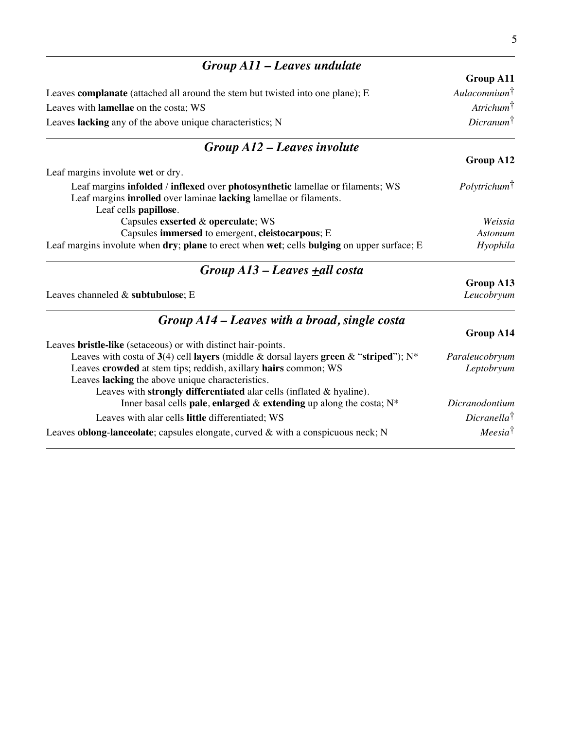## *Group A11 – Leaves undulate*

| | **Group A11** |
|---|---|
| Leaves **complanate** (attached all around the stem but twisted into one plane); E | *Aulacomnium*† |
| Leaves with **lamellae** on the costa; WS | *Atrichum*† |
| Leaves **lacking** any of the above unique characteristics; N | *Dicranum*† |

## *Group A12 – Leaves involute*

| | **Group A12** |
|---|---|
| Leaf margins involute **wet** or dry. | |
| &nbsp;&nbsp;&nbsp;&nbsp;Leaf margins **infolded** / **inflexed** over **photosynthetic** lamellae or filaments; WS | *Polytrichum*† |
| &nbsp;&nbsp;&nbsp;&nbsp;Leaf margins **inrolled** over laminae **lacking** lamellae or filaments. | |
| &nbsp;&nbsp;&nbsp;&nbsp;&nbsp;&nbsp;&nbsp;&nbsp;Leaf cells **papillose**. | |
| &nbsp;&nbsp;&nbsp;&nbsp;&nbsp;&nbsp;&nbsp;&nbsp;&nbsp;&nbsp;&nbsp;&nbsp;Capsules **exserted** & **operculate**; WS | *Weissia* |
| &nbsp;&nbsp;&nbsp;&nbsp;&nbsp;&nbsp;&nbsp;&nbsp;&nbsp;&nbsp;&nbsp;&nbsp;Capsules **immersed** to emergent, **cleistocarpous**; E | *Astomum* |
| Leaf margins involute when **dry**; **plane** to erect when **wet**; cells **bulging** on upper surface; E | *Hyophila* |

## *Group A13 – Leaves ±all costa*

| | **Group A13** |
|---|---|
| Leaves channeled & **subtubulose**; E | *Leucobryum* |

## *Group A14 – Leaves with a broad, single costa*

| | **Group A14** |
|---|---|
| Leaves **bristle-like** (setaceous) or with distinct hair-points. | |
| &nbsp;&nbsp;&nbsp;&nbsp;Leaves with costa of **3**(4) cell **layers** (middle & dorsal layers **green** & "**striped**"); N* | *Paraleucobryum* |
| &nbsp;&nbsp;&nbsp;&nbsp;Leaves **crowded** at stem tips; reddish, axillary **hairs** common; WS | *Leptobryum* |
| &nbsp;&nbsp;&nbsp;&nbsp;Leaves **lacking** the above unique characteristics. | |
| &nbsp;&nbsp;&nbsp;&nbsp;&nbsp;&nbsp;&nbsp;&nbsp;Leaves with **strongly differentiated** alar cells (inflated & hyaline). | |
| &nbsp;&nbsp;&nbsp;&nbsp;&nbsp;&nbsp;&nbsp;&nbsp;&nbsp;&nbsp;&nbsp;&nbsp;Inner basal cells **pale**, **enlarged** & **extending** up along the costa; N* | *Dicranodontium* |
| &nbsp;&nbsp;&nbsp;&nbsp;&nbsp;&nbsp;&nbsp;&nbsp;Leaves with alar cells **little** differentiated; WS | *Dicranella*† |
| Leaves **oblong**-**lanceolate**; capsules elongate, curved & with a conspicuous neck; N | *Meesia*† |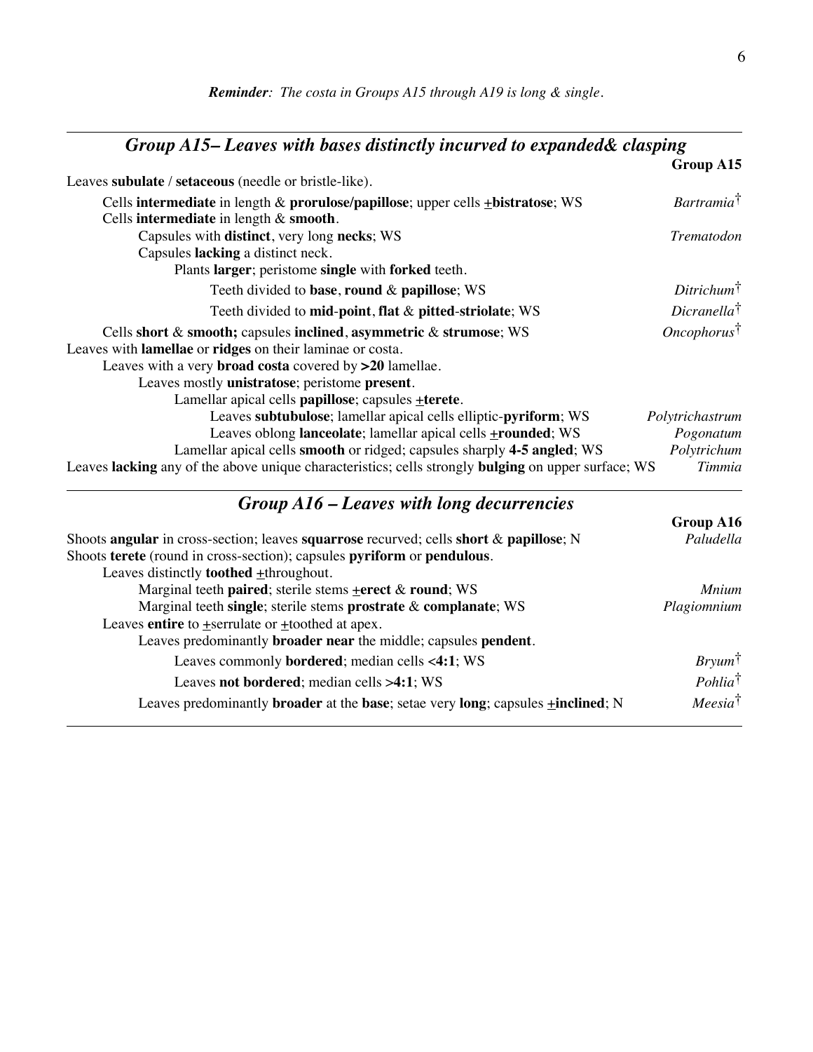***Reminder**: The costa in Groups A15 through A19 is long & single.*

## *Group A15– Leaves with bases distinctly incurved to expanded& clasping*

| | **Group A15** |
|---|---|
| Leaves **subulate** / **setaceous** (needle or bristle-like). | |
| Cells **intermediate** in length & **prorulose/papillose**; upper cells ±**bistratose**; WS | *Bartramia*† |
| Cells **intermediate** in length & **smooth**. | |
| Capsules with **distinct**, very long **necks**; WS | *Trematodon* |
| Capsules **lacking** a distinct neck. | |
| Plants **larger**; peristome **single** with **forked** teeth. | |
| Teeth divided to **base**, **round** & **papillose**; WS | *Ditrichum*† |
| Teeth divided to **mid**-**point**, **flat** & **pitted**-**striolate**; WS | *Dicranella*† |
| Cells **short** & **smooth;** capsules **inclined**, **asymmetric** & **strumose**; WS | *Oncophorus*† |
| Leaves with **lamellae** or **ridges** on their laminae or costa. | |
| Leaves with a very **broad costa** covered by **>20** lamellae. | |
| Leaves mostly **unistratose**; peristome **present**. | |
| Lamellar apical cells **papillose**; capsules ±**terete**. | |
| Leaves **subtubulose**; lamellar apical cells elliptic-**pyriform**; WS | *Polytrichastrum* |
| Leaves oblong **lanceolate**; lamellar apical cells ±**rounded**; WS | *Pogonatum* |
| Lamellar apical cells **smooth** or ridged; capsules sharply **4-5 angled**; WS | *Polytrichum* |
| Leaves **lacking** any of the above unique characteristics; cells strongly **bulging** on upper surface; WS | *Timmia* |

## *Group A16 – Leaves with long decurrencies*

| | **Group A16** |
|---|---|
| Shoots **angular** in cross-section; leaves **squarrose** recurved; cells **short** & **papillose**; N | *Paludella* |
| Shoots **terete** (round in cross-section); capsules **pyriform** or **pendulous**. | |
| Leaves distinctly **toothed** ±throughout. | |
| Marginal teeth **paired**; sterile stems ±**erect** & **round**; WS | *Mnium* |
| Marginal teeth **single**; sterile stems **prostrate** & **complanate**; WS | *Plagiomnium* |
| Leaves **entire** to ±serrulate or ±toothed at apex. | |
| Leaves predominantly **broader near** the middle; capsules **pendent**. | |
| Leaves commonly **bordered**; median cells **<4:1**; WS | *Bryum*† |
| Leaves **not bordered**; median cells **>4:1**; WS | *Pohlia*† |
| Leaves predominantly **broader** at the **base**; setae very **long**; capsules ±**inclined**; N | *Meesia*† |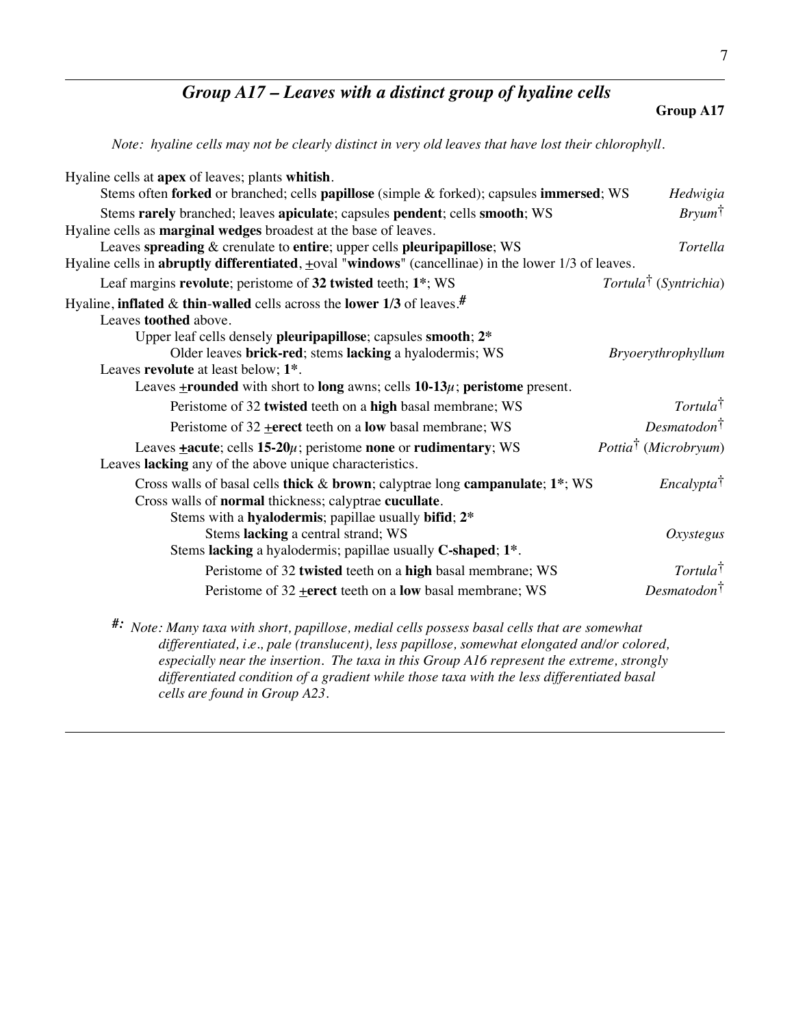## *Group A17 – Leaves with a distinct group of hyaline cells*

**Group A17**

*Note: hyaline cells may not be clearly distinct in very old leaves that have lost their chlorophyll.*

Hyaline cells at **apex** of leaves; plants **whitish**.
- Stems often **forked** or branched; cells **papillose** (simple & forked); capsules **immersed**; WS — *Hedwigia*
- Stems **rarely** branched; leaves **apiculate**; capsules **pendent**; cells **smooth**; WS — *Bryum*†

Hyaline cells as **marginal wedges** broadest at the base of leaves.
- Leaves **spreading** & crenulate to **entire**; upper cells **pleuripapillose**; WS — *Tortella*

Hyaline cells in **abruptly differentiated**, ±oval "**windows**" (cancellinae) in the lower 1/3 of leaves.
- Leaf margins **revolute**; peristome of **32 twisted** teeth; **1***; WS — *Tortula*† (*Syntrichia*)

Hyaline, **inflated** & **thin**-**walled** cells across the **lower 1/3** of leaves.#
- Leaves **toothed** above.
  - Upper leaf cells densely **pleuripapillose**; capsules **smooth**; **2***
    - Older leaves **brick-red**; stems **lacking** a hyalodermis; WS — *Bryoerythrophyllum*
- Leaves **revolute** at least below; **1***.
  - Leaves **±rounded** with short to **long** awns; cells **10-13μ**; **peristome** present.
    - Peristome of 32 **twisted** teeth on a **high** basal membrane; WS — *Tortula*†
    - Peristome of 32 **±erect** teeth on a **low** basal membrane; WS — *Desmatodon*†
  - Leaves **±acute**; cells **15-20μ**; peristome **none** or **rudimentary**; WS — *Pottia*† (*Microbryum*)
- Leaves **lacking** any of the above unique characteristics.
  - Cross walls of basal cells **thick** & **brown**; calyptrae long **campanulate**; **1***; WS — *Encalypta*†
  - Cross walls of **normal** thickness; calyptrae **cucullate**.
    - Stems with a **hyalodermis**; papillae usually **bifid**; **2***
      - Stems **lacking** a central strand; WS — *Oxystegus*
    - Stems **lacking** a hyalodermis; papillae usually **C-shaped**; **1***.
      - Peristome of 32 **twisted** teeth on a **high** basal membrane; WS — *Tortula*†
      - Peristome of 32 **±erect** teeth on a **low** basal membrane; WS — *Desmatodon*†

***#:*** *Note: Many taxa with short, papillose, medial cells possess basal cells that are somewhat differentiated, i.e., pale (translucent), less papillose, somewhat elongated and/or colored, especially near the insertion. The taxa in this Group A16 represent the extreme, strongly differentiated condition of a gradient while those taxa with the less differentiated basal cells are found in Group A23.*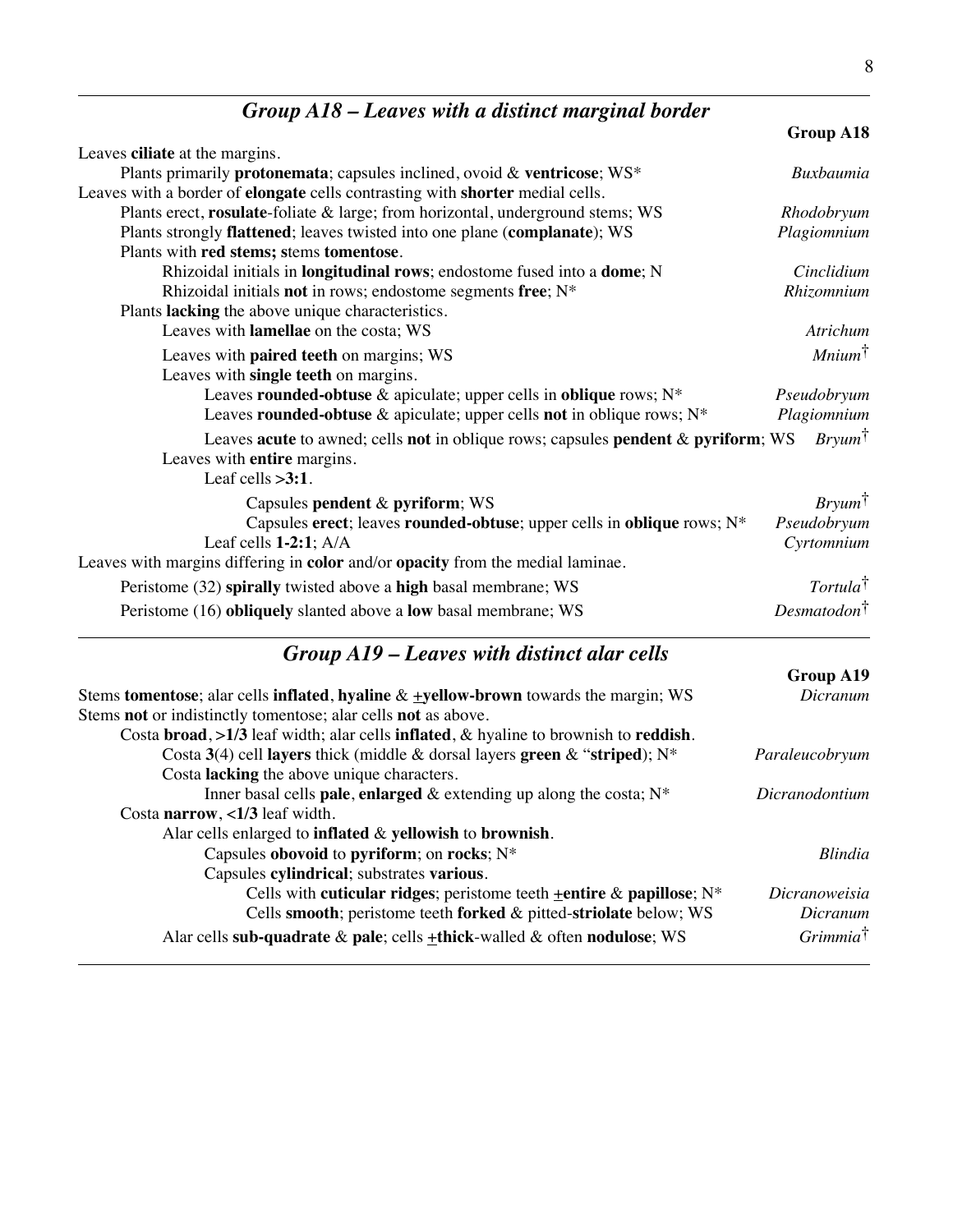## *Group A18 – Leaves with a distinct marginal border*

**Group A18**

Leaves **ciliate** at the margins.
- Plants primarily **protonemata**; capsules inclined, ovoid & **ventricose**; WS* — *Buxbaumia*

Leaves with a border of **elongate** cells contrasting with **shorter** medial cells.
- Plants erect, **rosulate**-foliate & large; from horizontal, underground stems; WS — *Rhodobryum*
- Plants strongly **flattened**; leaves twisted into one plane (**complanate**); WS — *Plagiomnium*
- Plants with **red stems;** stems **tomentose**.
  - Rhizoidal initials in **longitudinal rows**; endostome fused into a **dome**; N — *Cinclidium*
  - Rhizoidal initials **not** in rows; endostome segments **free**; N* — *Rhizomnium*
- Plants **lacking** the above unique characteristics.
  - Leaves with **lamellae** on the costa; WS — *Atrichum*
  - Leaves with **paired teeth** on margins; WS — *Mnium*†
  - Leaves with **single teeth** on margins.
    - Leaves **rounded-obtuse** & apiculate; upper cells in **oblique** rows; N* — *Pseudobryum*
    - Leaves **rounded-obtuse** & apiculate; upper cells **not** in oblique rows; N* — *Plagiomnium*
    - Leaves **acute** to awned; cells **not** in oblique rows; capsules **pendent** & **pyriform**; WS — *Bryum*†
  - Leaves with **entire** margins.
    - Leaf cells **>3:1**.
      - Capsules **pendent** & **pyriform**; WS — *Bryum*†
      - Capsules **erect**; leaves **rounded-obtuse**; upper cells in **oblique** rows; N* — *Pseudobryum*
    - Leaf cells **1-2:1**; A/A — *Cyrtomnium*

Leaves with margins differing in **color** and/or **opacity** from the medial laminae.
- Peristome (32) **spirally** twisted above a **high** basal membrane; WS — *Tortula*†
- Peristome (16) **obliquely** slanted above a **low** basal membrane; WS — *Desmatodon*†

## *Group A19 – Leaves with distinct alar cells*

**Group A19**

Stems **tomentose**; alar cells **inflated**, **hyaline** & **±yellow-brown** towards the margin; WS — *Dicranum*

Stems **not** or indistinctly tomentose; alar cells **not** as above.
- Costa **broad**, **>1/3** leaf width; alar cells **inflated**, & hyaline to brownish to **reddish**.
  - Costa **3**(4) cell **layers** thick (middle & dorsal layers **green** & "**striped**"); N* — *Paraleucobryum*
  - Costa **lacking** the above unique characters.
    - Inner basal cells **pale**, **enlarged** & extending up along the costa; N* — *Dicranodontium*
- Costa **narrow**, **<1/3** leaf width.
  - Alar cells enlarged to **inflated** & **yellowish** to **brownish**.
    - Capsules **obovoid** to **pyriform**; on **rocks**; N* — *Blindia*
    - Capsules **cylindrical**; substrates **various**.
      - Cells with **cuticular ridges**; peristome teeth **±entire** & **papillose**; N* — *Dicranoweisia*
      - Cells **smooth**; peristome teeth **forked** & pitted-**striolate** below; WS — *Dicranum*
  - Alar cells **sub-quadrate** & **pale**; cells **±thick**-walled & often **nodulose**; WS — *Grimmia*†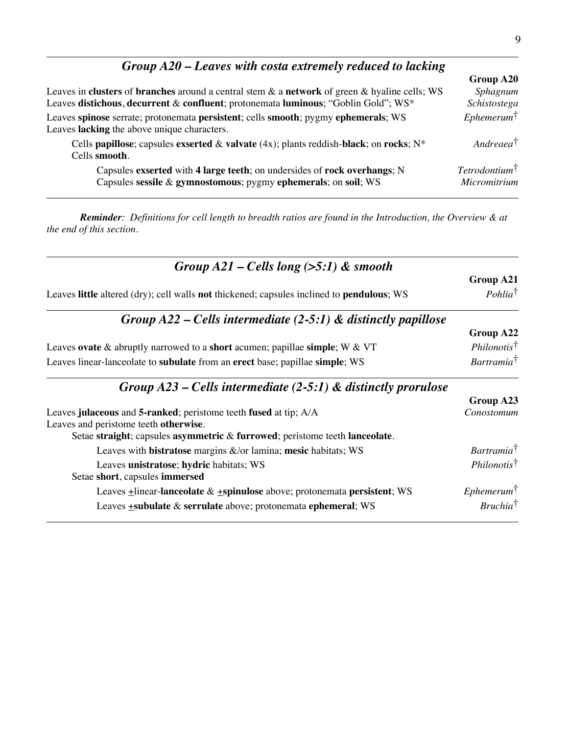## *Group A20 – Leaves with costa extremely reduced to lacking*

| | **Group A20** |
|---|---|
| Leaves in **clusters** of **branches** around a central stem & a **network** of green & hyaline cells; WS | *Sphagnum* |
| Leaves **distichous**, **decurrent** & **confluent**; protonemata **luminous**; “Goblin Gold”; WS* | *Schistostega* |
| Leaves **spinose** serrate; protonemata **persistent**; cells **smooth**; pygmy **ephemerals**; WS | *Ephemerum*† |
| Leaves **lacking** the above unique characters. | |
| &nbsp;&nbsp;&nbsp;&nbsp;Cells **papillose**; capsules **exserted** & **valvate** (4x); plants reddish-**black**; on **rocks**; N* | *Andreaea*† |
| &nbsp;&nbsp;&nbsp;&nbsp;Cells **smooth**. | |
| &nbsp;&nbsp;&nbsp;&nbsp;&nbsp;&nbsp;&nbsp;&nbsp;Capsules **exserted** with **4 large teeth**; on undersides of **rock overhangs**; N | *Tetrodontium*† |
| &nbsp;&nbsp;&nbsp;&nbsp;&nbsp;&nbsp;&nbsp;&nbsp;Capsules **sessile** & **gymnostomous**; pygmy **ephemerals**; on **soil**; WS | *Micromitrium* |

***Reminder****: Definitions for cell length to breadth ratios are found in the Introduction, the Overview & at the end of this section.*

## *Group A21 – Cells long (>5:1) & smooth*

| | **Group A21** |
|---|---|
| Leaves **little** altered (dry); cell walls **not** thickened; capsules inclined to **pendulous**; WS | *Pohlia*† |

## *Group A22 – Cells intermediate (2-5:1) & distinctly papillose*

| | **Group A22** |
|---|---|
| Leaves **ovate** & abruptly narrowed to a **short** acumen; papillae **simple**; W & VT | *Philonotis*† |
| Leaves linear-lanceolate to **subulate** from an **erect** base; papillae **simple**; WS | *Bartramia*† |

## *Group A23 – Cells intermediate (2-5:1) & distinctly prorulose*

| | **Group A23** |
|---|---|
| Leaves **julaceous** and **5-ranked**; peristome teeth **fused** at tip; A/A | *Conostomum* |
| Leaves and peristome teeth **otherwise**. | |
| &nbsp;&nbsp;&nbsp;&nbsp;Setae **straight**; capsules **asymmetric** & **furrowed**; peristome teeth **lanceolate**. | |
| &nbsp;&nbsp;&nbsp;&nbsp;&nbsp;&nbsp;&nbsp;&nbsp;Leaves with **bistratose** margins &/or lamina; **mesic** habitats; WS | *Bartramia*† |
| &nbsp;&nbsp;&nbsp;&nbsp;&nbsp;&nbsp;&nbsp;&nbsp;Leaves **unistratose**; **hydric** habitats; WS | *Philonotis*† |
| &nbsp;&nbsp;&nbsp;&nbsp;Setae **short**, capsules **immersed** | |
| &nbsp;&nbsp;&nbsp;&nbsp;&nbsp;&nbsp;&nbsp;&nbsp;Leaves ±linear-**lanceolate** & ±**spinulose** above; protonemata **persistent**; WS | *Ephemerum*† |
| &nbsp;&nbsp;&nbsp;&nbsp;&nbsp;&nbsp;&nbsp;&nbsp;Leaves ±**subulate** & **serrulate** above; protonemata **ephemeral**; WS | *Bruchia*† |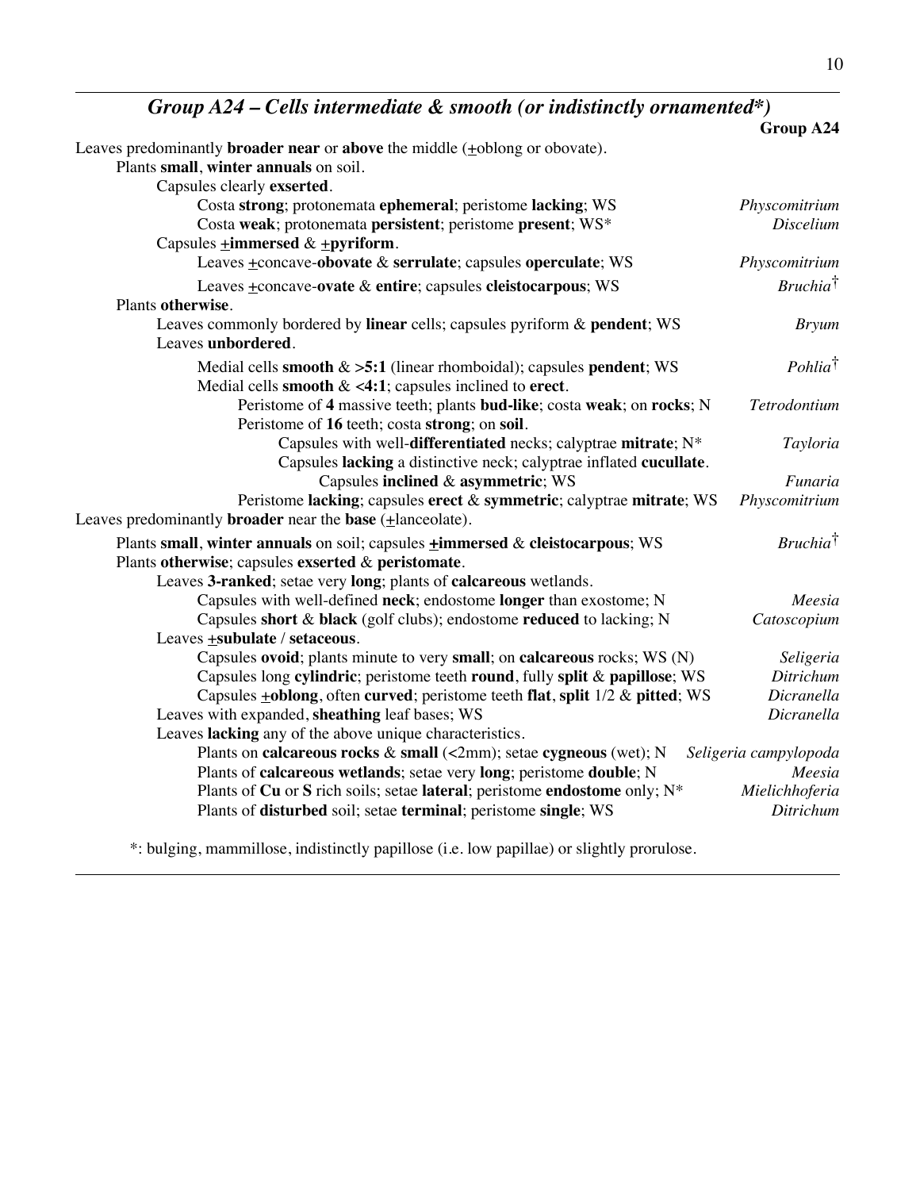## *Group A24 – Cells intermediate & smooth (or indistinctly ornamented*)*

**Group A24**

Leaves predominantly **broader near** or **above** the middle (±oblong or obovate).
- Plants **small**, **winter annuals** on soil.
  - Capsules clearly **exserted**.
    - Costa **strong**; protonemata **ephemeral**; peristome **lacking**; WS — *Physcomitrium*
    - Costa **weak**; protonemata **persistent**; peristome **present**; WS* — *Discelium*
  - Capsules **±immersed** & **±pyriform**.
    - Leaves ±concave-**obovate** & **serrulate**; capsules **operculate**; WS — *Physcomitrium*
    - Leaves ±concave-**ovate** & **entire**; capsules **cleistocarpous**; WS — *Bruchia*†
- Plants **otherwise**.
  - Leaves commonly bordered by **linear** cells; capsules pyriform & **pendent**; WS — *Bryum*
  - Leaves **unbordered**.
    - Medial cells **smooth** & **>5:1** (linear rhomboidal); capsules **pendent**; WS — *Pohlia*†
    - Medial cells **smooth** & **<4:1**; capsules inclined to **erect**.
      - Peristome of **4** massive teeth; plants **bud-like**; costa **weak**; on **rocks**; N — *Tetrodontium*
      - Peristome of **16** teeth; costa **strong**; on **soil**.
        - Capsules with well-**differentiated** necks; calyptrae **mitrate**; N* — *Tayloria*
        - Capsules **lacking** a distinctive neck; calyptrae inflated **cucullate**.
          - Capsules **inclined** & **asymmetric**; WS — *Funaria*
      - Peristome **lacking**; capsules **erect** & **symmetric**; calyptrae **mitrate**; WS — *Physcomitrium*

Leaves predominantly **broader** near the **base** (±lanceolate).
- Plants **small**, **winter annuals** on soil; capsules **±immersed** & **cleistocarpous**; WS — *Bruchia*†
- Plants **otherwise**; capsules **exserted** & **peristomate**.
  - Leaves **3-ranked**; setae very **long**; plants of **calcareous** wetlands.
    - Capsules with well-defined **neck**; endostome **longer** than exostome; N — *Meesia*
    - Capsules **short** & **black** (golf clubs); endostome **reduced** to lacking; N — *Catoscopium*
  - Leaves **±subulate** / **setaceous**.
    - Capsules **ovoid**; plants minute to very **small**; on **calcareous** rocks; WS (N) — *Seligeria*
    - Capsules long **cylindric**; peristome teeth **round**, fully **split** & **papillose**; WS — *Ditrichum*
    - Capsules **±oblong**, often **curved**; peristome teeth **flat**, **split** 1/2 & **pitted**; WS — *Dicranella*
  - Leaves with expanded, **sheathing** leaf bases; WS — *Dicranella*
  - Leaves **lacking** any of the above unique characteristics.
    - Plants on **calcareous rocks** & **small** (<2mm); setae **cygneous** (wet); N — *Seligeria campylopoda*
    - Plants of **calcareous wetlands**; setae very **long**; peristome **double**; N — *Meesia*
    - Plants of **Cu** or **S** rich soils; setae **lateral**; peristome **endostome** only; N* — *Mielichhoferia*
    - Plants of **disturbed** soil; setae **terminal**; peristome **single**; WS — *Ditrichum*

*: bulging, mammillose, indistinctly papillose (i.e. low papillae) or slightly prorulose.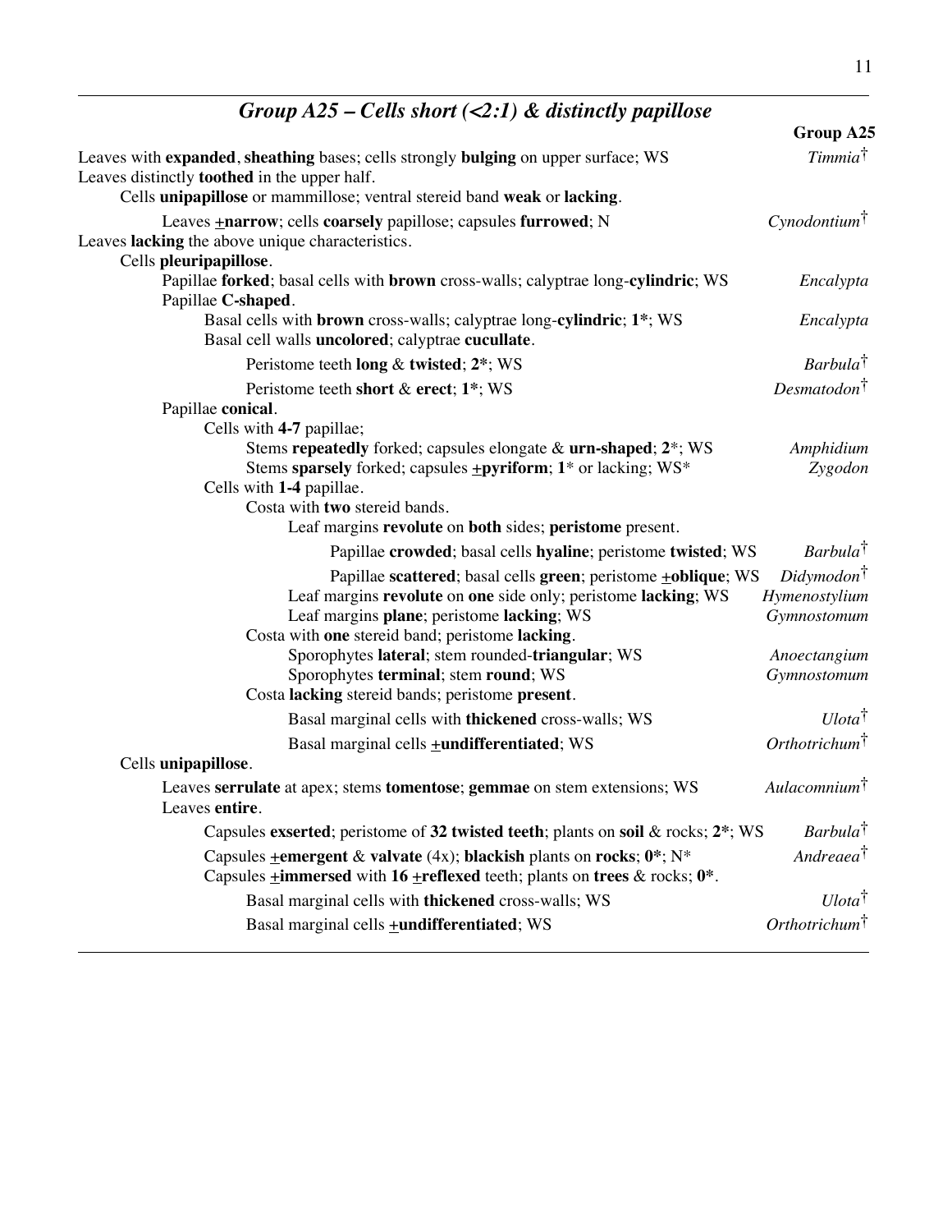## *Group A25 – Cells short (<2:1) & distinctly papillose*

**Group A25**

Leaves with **expanded**, **sheathing** bases; cells strongly **bulging** on upper surface; WS — *Timmia*†

Leaves distinctly **toothed** in the upper half.

- Cells **unipapillose** or mammillose; ventral stereid band **weak** or **lacking**.
  - Leaves ±**narrow**; cells **coarsely** papillose; capsules **furrowed**; N — *Cynodontium*†

Leaves **lacking** the above unique characteristics.

- Cells **pleuripapillose**.
  - Papillae **forked**; basal cells with **brown** cross-walls; calyptrae long-**cylindric**; WS — *Encalypta*
  - Papillae **C-shaped**.
    - Basal cells with **brown** cross-walls; calyptrae long-**cylindric**; **1***; WS — *Encalypta*
    - Basal cell walls **uncolored**; calyptrae **cucullate**.
      - Peristome teeth **long** & **twisted**; **2***; WS — *Barbula*†
      - Peristome teeth **short** & **erect**; **1***; WS — *Desmatodon*†
  - Papillae **conical**.
    - Cells with **4-7** papillae;
      - Stems **repeatedly** forked; capsules elongate & **urn-shaped**; **2***; WS — *Amphidium*
      - Stems **sparsely** forked; capsules ±**pyriform**; **1*** or lacking; WS* — *Zygodon*
    - Cells with **1-4** papillae.
      - Costa with **two** stereid bands.
        - Leaf margins **revolute** on **both** sides; **peristome** present.
          - Papillae **crowded**; basal cells **hyaline**; peristome **twisted**; WS — *Barbula*†
          - Papillae **scattered**; basal cells **green**; peristome ±**oblique**; WS — *Didymodon*†
        - Leaf margins **revolute** on **one** side only; peristome **lacking**; WS — *Hymenostylium*
        - Leaf margins **plane**; peristome **lacking**; WS — *Gymnostomum*
      - Costa with **one** stereid band; peristome **lacking**.
        - Sporophytes **lateral**; stem rounded-**triangular**; WS — *Anoectangium*
        - Sporophytes **terminal**; stem **round**; WS — *Gymnostomum*
      - Costa **lacking** stereid bands; peristome **present**.
        - Basal marginal cells with **thickened** cross-walls; WS — *Ulota*†
        - Basal marginal cells ±**undifferentiated**; WS — *Orthotrichum*†
- Cells **unipapillose**.
  - Leaves **serrulate** at apex; stems **tomentose**; **gemmae** on stem extensions; WS — *Aulacomnium*†
  - Leaves **entire**.
    - Capsules **exserted**; peristome of **32 twisted teeth**; plants on **soil** & rocks; **2***; WS — *Barbula*†
    - Capsules ±**emergent** & **valvate** (4x); **blackish** plants on **rocks**; **0***; N* — *Andreaea*†
    - Capsules ±**immersed** with **16** ±**reflexed** teeth; plants on **trees** & rocks; **0***.
      - Basal marginal cells with **thickened** cross-walls; WS — *Ulota*†
      - Basal marginal cells ±**undifferentiated**; WS — *Orthotrichum*†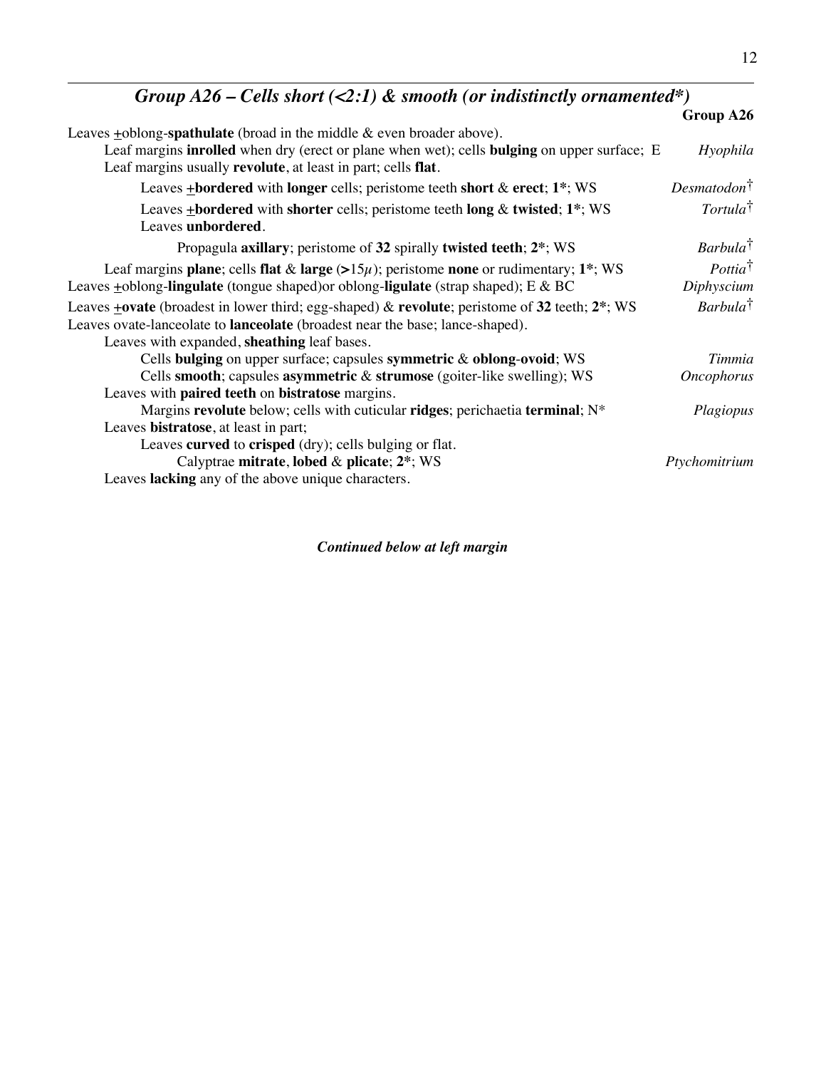## *Group A26 – Cells short (<2:1) & smooth (or indistinctly ornamented*)*

**Group A26**

Leaves ±oblong-**spathulate** (broad in the middle & even broader above).

- Leaf margins **inrolled** when dry (erect or plane when wet); cells **bulging** on upper surface; E — *Hyophila*
- Leaf margins usually **revolute**, at least in part; cells **flat**.
  - Leaves ±**bordered** with **longer** cells; peristome teeth **short** & **erect**; **1***; WS — *Desmatodon*†
  - Leaves ±**bordered** with **shorter** cells; peristome teeth **long** & **twisted**; **1***; WS — *Tortula*†
  - Leaves **unbordered**.
    - Propagula **axillary**; peristome of **32** spirally **twisted teeth**; **2***; WS — *Barbula*†
- Leaf margins **plane**; cells **flat** & **large** (**>**15*μ*); peristome **none** or rudimentary; **1***; WS — *Pottia*†

Leaves ±oblong-**lingulate** (tongue shaped)or oblong-**ligulate** (strap shaped); E & BC — *Diphyscium*

Leaves ±**ovate** (broadest in lower third; egg-shaped) & **revolute**; peristome of **32** teeth; **2***; WS — *Barbula*†

Leaves ovate-lanceolate to **lanceolate** (broadest near the base; lance-shaped).

- Leaves with expanded, **sheathing** leaf bases.
  - Cells **bulging** on upper surface; capsules **symmetric** & **oblong**-**ovoid**; WS — *Timmia*
  - Cells **smooth**; capsules **asymmetric** & **strumose** (goiter-like swelling); WS — *Oncophorus*
- Leaves with **paired teeth** on **bistratose** margins.
  - Margins **revolute** below; cells with cuticular **ridges**; perichaetia **terminal**; N* — *Plagiopus*
- Leaves **bistratose**, at least in part;
  - Leaves **curved** to **crisped** (dry); cells bulging or flat.
    - Calyptrae **mitrate**, **lobed** & **plicate**; **2***; WS — *Ptychomitrium*
- Leaves **lacking** any of the above unique characters.

***Continued below at left margin***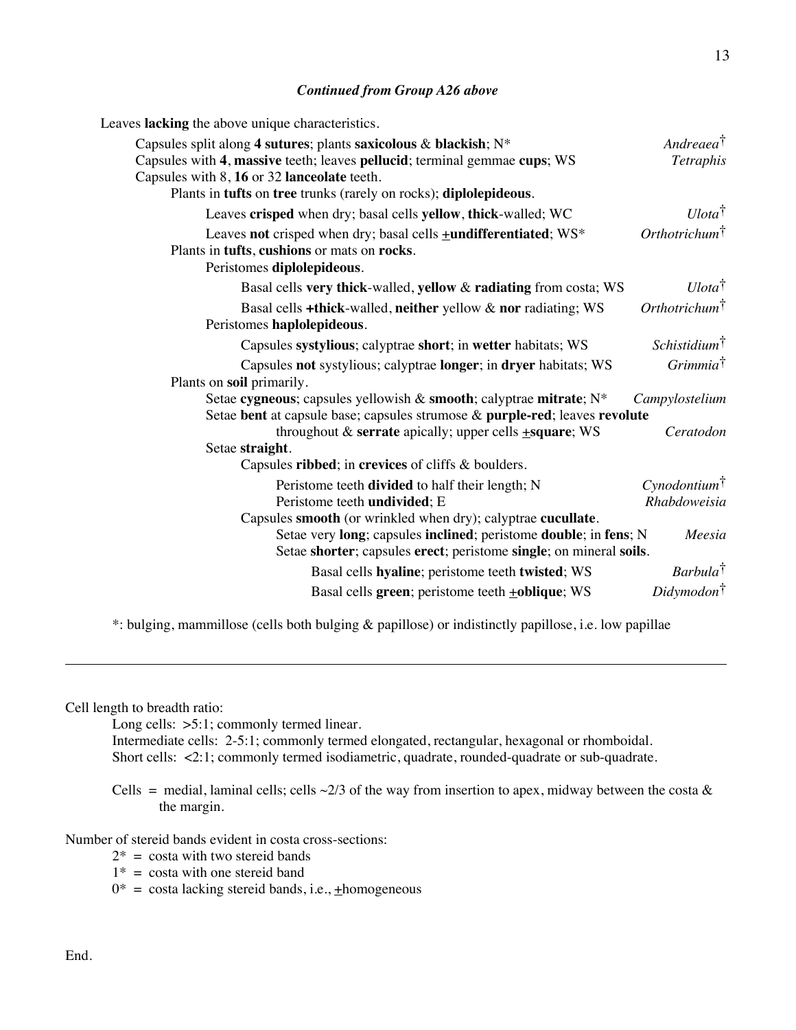***Continued from Group A26 above***

Leaves **lacking** the above unique characteristics.

- Capsules split along **4 sutures**; plants **saxicolous** & **blackish**; N* — *Andreaea*†
- Capsules with **4**, **massive** teeth; leaves **pellucid**; terminal gemmae **cups**; WS — *Tetraphis*
- Capsules with 8, **16** or 32 **lanceolate** teeth.
  - Plants in **tufts** on **tree** trunks (rarely on rocks); **diplolepideous**.
    - Leaves **crisped** when dry; basal cells **yellow**, **thick**-walled; WC — *Ulota*†
    - Leaves **not** crisped when dry; basal cells ±**undifferentiated**; WS* — *Orthotrichum*†
  - Plants in **tufts**, **cushions** or mats on **rocks**.
    - Peristomes **diplolepideous**.
      - Basal cells **very thick**-walled, **yellow** & **radiating** from costa; WS — *Ulota*†
      - Basal cells **+thick**-walled, **neither** yellow & **nor** radiating; WS — *Orthotrichum*†
    - Peristomes **haplolepideous**.
      - Capsules **systylious**; calyptrae **short**; in **wetter** habitats; WS — *Schistidium*†
      - Capsules **not** systylious; calyptrae **longer**; in **dryer** habitats; WS — *Grimmia*†
  - Plants on **soil** primarily.
    - Setae **cygneous**; capsules yellowish & **smooth**; calyptrae **mitrate**; N* — *Campylostelium*
    - Setae **bent** at capsule base; capsules strumose & **purple-red**; leaves **revolute** throughout & **serrate** apically; upper cells ±**square**; WS — *Ceratodon*
    - Setae **straight**.
      - Capsules **ribbed**; in **crevices** of cliffs & boulders.
        - Peristome teeth **divided** to half their length; N — *Cynodontium*†
        - Peristome teeth **undivided**; E — *Rhabdoweisia*
      - Capsules **smooth** (or wrinkled when dry); calyptrae **cucullate**.
        - Setae very **long**; capsules **inclined**; peristome **double**; in **fens**; N — *Meesia*
        - Setae **shorter**; capsules **erect**; peristome **single**; on mineral **soils**.
          - Basal cells **hyaline**; peristome teeth **twisted**; WS — *Barbula*†
          - Basal cells **green**; peristome teeth ±**oblique**; WS — *Didymodon*†

*: bulging, mammillose (cells both bulging & papillose) or indistinctly papillose, i.e. low papillae

---

Cell length to breadth ratio:

Long cells: >5:1; commonly termed linear.
Intermediate cells: 2-5:1; commonly termed elongated, rectangular, hexagonal or rhomboidal.
Short cells: <2:1; commonly termed isodiametric, quadrate, rounded-quadrate or sub-quadrate.

Cells = medial, laminal cells; cells ~2/3 of the way from insertion to apex, midway between the costa & the margin.

Number of stereid bands evident in costa cross-sections:

2* = costa with two stereid bands
1* = costa with one stereid band
0* = costa lacking stereid bands, i.e., ±homogeneous

End.